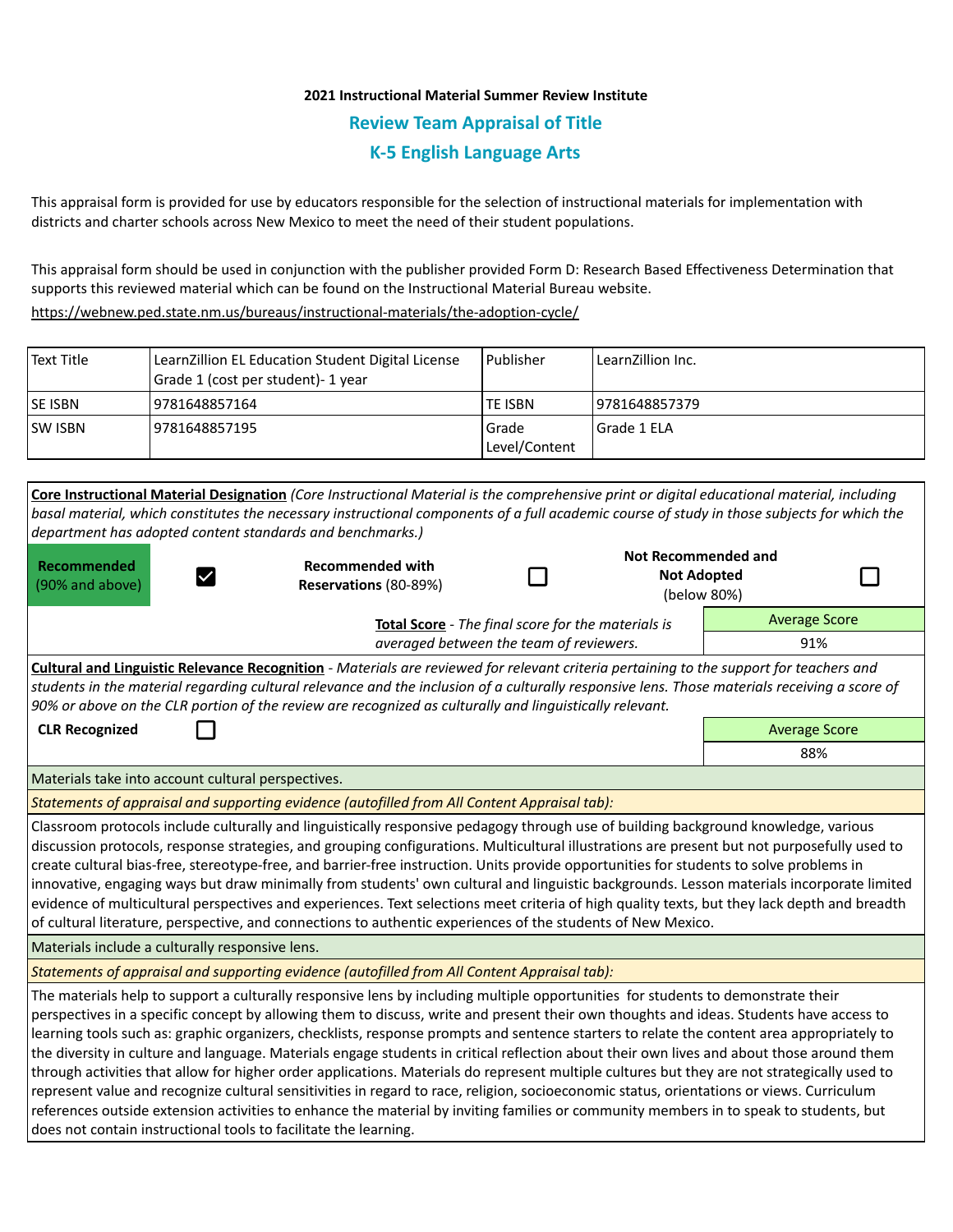**2021 Instructional Material Summer Review Institute**

## Review Team Appraisal of Title

## K-5 English Language Arts

This appraisal form is provided for use by educators responsible for the selection of instructional materials for implementation with districts and charter schools across New Mexico to meet the need of their student populations.

This appraisal form should be used in conjunction with the publisher provided Form D: Research Based Effectiveness Determination that supports this reviewed material which can be found on the Instructional Material Bureau website.

https://webnew.ped.state.nm.us/bureaus/instructional-materials/the-adoption-cycle/

| | | | |
|---|---|---|---|
| Text Title | LearnZillion EL Education Student Digital License Grade 1 (cost per student)- 1 year | Publisher | LearnZillion Inc. |
| SE ISBN | 9781648857164 | TE ISBN | 9781648857379 |
| SW ISBN | 9781648857195 | Grade Level/Content | Grade 1 ELA |

**Core Instructional Material Designation** *(Core Instructional Material is the comprehensive print or digital educational material, including basal material, which constitutes the necessary instructional components of a full academic course of study in those subjects for which the department has adopted content standards and benchmarks.)*

| | | | | | |
|---|---|---|---|---|---|
| **Recommended** (90% and above) | ☑ | **Recommended with Reservations** (80-89%) | ☐ | **Not Recommended and Not Adopted** (below 80%) | ☐ |

**Total Score** - *The final score for the materials is averaged between the team of reviewers.*

| Average Score |
|---|
| 91% |

**Cultural and Linguistic Relevance Recognition** - *Materials are reviewed for relevant criteria pertaining to the support for teachers and students in the material regarding cultural relevance and the inclusion of a culturally responsive lens. Those materials receiving a score of 90% or above on the CLR portion of the review are recognized as culturally and linguistically relevant.*

**CLR Recognized** ☐

| Average Score |
|---|
| 88% |

Materials take into account cultural perspectives.

*Statements of appraisal and supporting evidence (autofilled from All Content Appraisal tab):*

Classroom protocols include culturally and linguistically responsive pedagogy through use of building background knowledge, various discussion protocols, response strategies, and grouping configurations. Multicultural illustrations are present but not purposefully used to create cultural bias-free, stereotype-free, and barrier-free instruction. Units provide opportunities for students to solve problems in innovative, engaging ways but draw minimally from students' own cultural and linguistic backgrounds. Lesson materials incorporate limited evidence of multicultural perspectives and experiences. Text selections meet criteria of high quality texts, but they lack depth and breadth of cultural literature, perspective, and connections to authentic experiences of the students of New Mexico.

Materials include a culturally responsive lens.

*Statements of appraisal and supporting evidence (autofilled from All Content Appraisal tab):*

The materials help to support a culturally responsive lens by including multiple opportunities for students to demonstrate their perspectives in a specific concept by allowing them to discuss, write and present their own thoughts and ideas. Students have access to learning tools such as: graphic organizers, checklists, response prompts and sentence starters to relate the content area appropriately to the diversity in culture and language. Materials engage students in critical reflection about their own lives and about those around them through activities that allow for higher order applications. Materials do represent multiple cultures but they are not strategically used to represent value and recognize cultural sensitivities in regard to race, religion, socioeconomic status, orientations or views. Curriculum references outside extension activities to enhance the material by inviting families or community members in to speak to students, but does not contain instructional tools to facilitate the learning.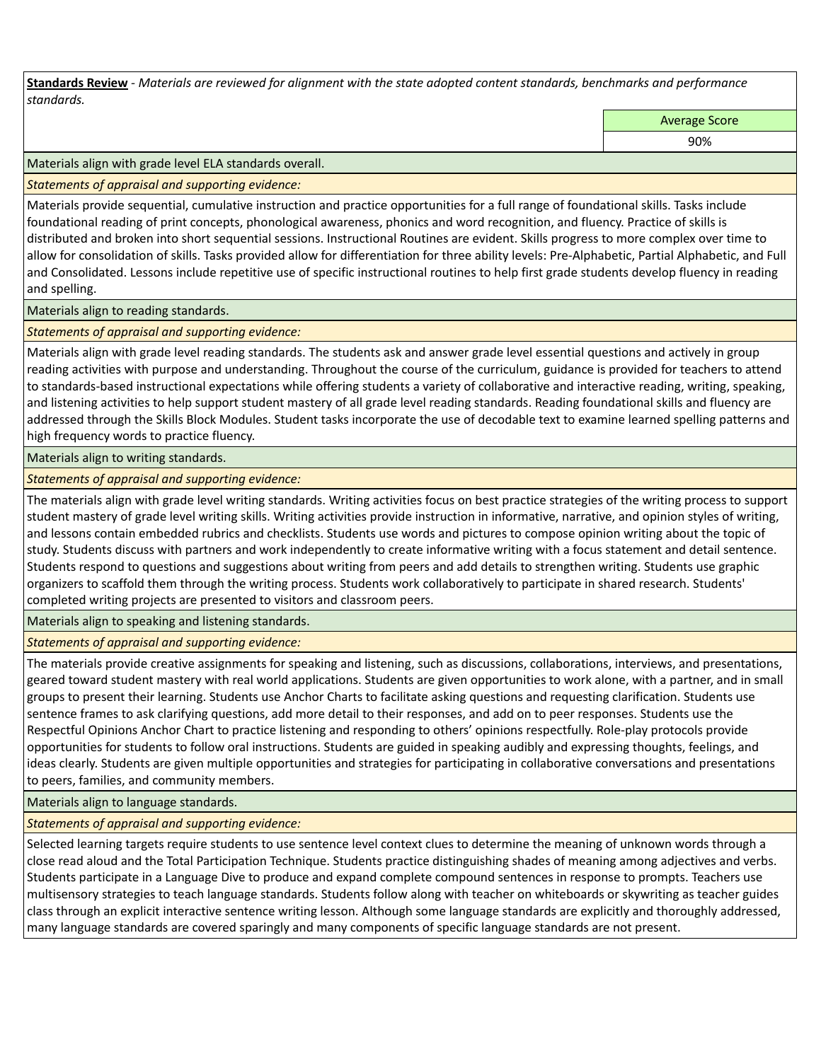**Standards Review** - *Materials are reviewed for alignment with the state adopted content standards, benchmarks and performance standards.*

| | Average Score |
|---|---|
| | 90% |

Materials align with grade level ELA standards overall.

*Statements of appraisal and supporting evidence:*

Materials provide sequential, cumulative instruction and practice opportunities for a full range of foundational skills. Tasks include foundational reading of print concepts, phonological awareness, phonics and word recognition, and fluency. Practice of skills is distributed and broken into short sequential sessions. Instructional Routines are evident. Skills progress to more complex over time to allow for consolidation of skills. Tasks provided allow for differentiation for three ability levels: Pre-Alphabetic, Partial Alphabetic, and Full and Consolidated. Lessons include repetitive use of specific instructional routines to help first grade students develop fluency in reading and spelling.

Materials align to reading standards.

*Statements of appraisal and supporting evidence:*

Materials align with grade level reading standards. The students ask and answer grade level essential questions and actively in group reading activities with purpose and understanding. Throughout the course of the curriculum, guidance is provided for teachers to attend to standards-based instructional expectations while offering students a variety of collaborative and interactive reading, writing, speaking, and listening activities to help support student mastery of all grade level reading standards. Reading foundational skills and fluency are addressed through the Skills Block Modules. Student tasks incorporate the use of decodable text to examine learned spelling patterns and high frequency words to practice fluency.

Materials align to writing standards.

*Statements of appraisal and supporting evidence:*

The materials align with grade level writing standards. Writing activities focus on best practice strategies of the writing process to support student mastery of grade level writing skills. Writing activities provide instruction in informative, narrative, and opinion styles of writing, and lessons contain embedded rubrics and checklists. Students use words and pictures to compose opinion writing about the topic of study. Students discuss with partners and work independently to create informative writing with a focus statement and detail sentence. Students respond to questions and suggestions about writing from peers and add details to strengthen writing. Students use graphic organizers to scaffold them through the writing process. Students work collaboratively to participate in shared research. Students' completed writing projects are presented to visitors and classroom peers.

Materials align to speaking and listening standards.

*Statements of appraisal and supporting evidence:*

The materials provide creative assignments for speaking and listening, such as discussions, collaborations, interviews, and presentations, geared toward student mastery with real world applications. Students are given opportunities to work alone, with a partner, and in small groups to present their learning. Students use Anchor Charts to facilitate asking questions and requesting clarification. Students use sentence frames to ask clarifying questions, add more detail to their responses, and add on to peer responses. Students use the Respectful Opinions Anchor Chart to practice listening and responding to others' opinions respectfully. Role-play protocols provide opportunities for students to follow oral instructions. Students are guided in speaking audibly and expressing thoughts, feelings, and ideas clearly. Students are given multiple opportunities and strategies for participating in collaborative conversations and presentations to peers, families, and community members.

Materials align to language standards.

*Statements of appraisal and supporting evidence:*

Selected learning targets require students to use sentence level context clues to determine the meaning of unknown words through a close read aloud and the Total Participation Technique. Students practice distinguishing shades of meaning among adjectives and verbs. Students participate in a Language Dive to produce and expand complete compound sentences in response to prompts. Teachers use multisensory strategies to teach language standards. Students follow along with teacher on whiteboards or skywriting as teacher guides class through an explicit interactive sentence writing lesson. Although some language standards are explicitly and thoroughly addressed, many language standards are covered sparingly and many components of specific language standards are not present.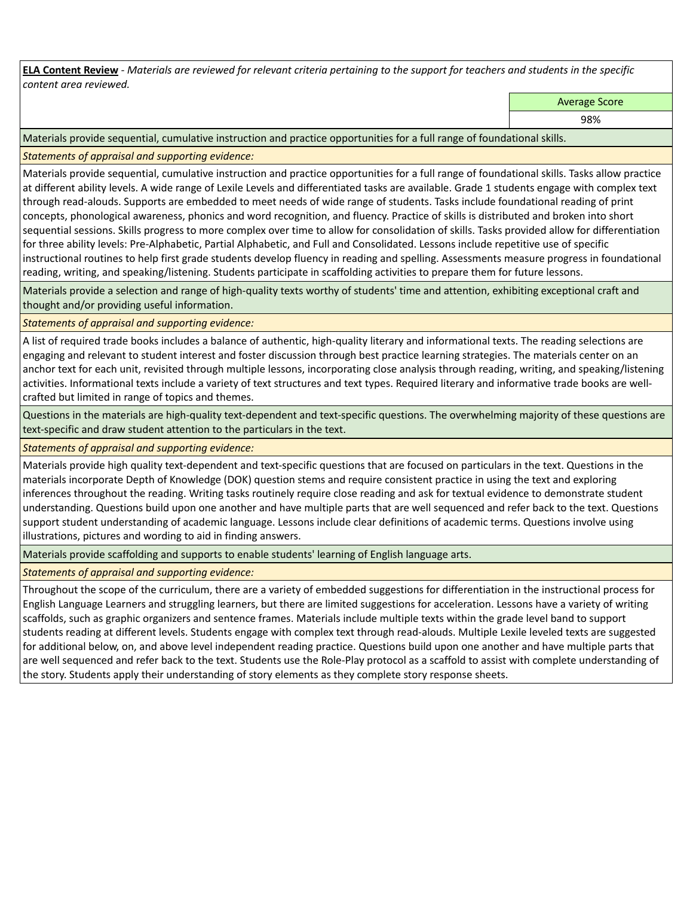**ELA Content Review** - *Materials are reviewed for relevant criteria pertaining to the support for teachers and students in the specific content area reviewed.*

| | Average Score |
|---|---|
| | 98% |

Materials provide sequential, cumulative instruction and practice opportunities for a full range of foundational skills.

*Statements of appraisal and supporting evidence:*

Materials provide sequential, cumulative instruction and practice opportunities for a full range of foundational skills. Tasks allow practice at different ability levels. A wide range of Lexile Levels and differentiated tasks are available. Grade 1 students engage with complex text through read-alouds. Supports are embedded to meet needs of wide range of students. Tasks include foundational reading of print concepts, phonological awareness, phonics and word recognition, and fluency. Practice of skills is distributed and broken into short sequential sessions. Skills progress to more complex over time to allow for consolidation of skills. Tasks provided allow for differentiation for three ability levels: Pre-Alphabetic, Partial Alphabetic, and Full and Consolidated. Lessons include repetitive use of specific instructional routines to help first grade students develop fluency in reading and spelling. Assessments measure progress in foundational reading, writing, and speaking/listening. Students participate in scaffolding activities to prepare them for future lessons.

Materials provide a selection and range of high-quality texts worthy of students' time and attention, exhibiting exceptional craft and thought and/or providing useful information.

*Statements of appraisal and supporting evidence:*

A list of required trade books includes a balance of authentic, high-quality literary and informational texts. The reading selections are engaging and relevant to student interest and foster discussion through best practice learning strategies. The materials center on an anchor text for each unit, revisited through multiple lessons, incorporating close analysis through reading, writing, and speaking/listening activities. Informational texts include a variety of text structures and text types. Required literary and informative trade books are well-crafted but limited in range of topics and themes.

Questions in the materials are high-quality text-dependent and text-specific questions. The overwhelming majority of these questions are text-specific and draw student attention to the particulars in the text.

*Statements of appraisal and supporting evidence:*

Materials provide high quality text-dependent and text-specific questions that are focused on particulars in the text. Questions in the materials incorporate Depth of Knowledge (DOK) question stems and require consistent practice in using the text and exploring inferences throughout the reading. Writing tasks routinely require close reading and ask for textual evidence to demonstrate student understanding. Questions build upon one another and have multiple parts that are well sequenced and refer back to the text. Questions support student understanding of academic language. Lessons include clear definitions of academic terms. Questions involve using illustrations, pictures and wording to aid in finding answers.

Materials provide scaffolding and supports to enable students' learning of English language arts.

*Statements of appraisal and supporting evidence:*

Throughout the scope of the curriculum, there are a variety of embedded suggestions for differentiation in the instructional process for English Language Learners and struggling learners, but there are limited suggestions for acceleration. Lessons have a variety of writing scaffolds, such as graphic organizers and sentence frames. Materials include multiple texts within the grade level band to support students reading at different levels. Students engage with complex text through read-alouds. Multiple Lexile leveled texts are suggested for additional below, on, and above level independent reading practice. Questions build upon one another and have multiple parts that are well sequenced and refer back to the text. Students use the Role-Play protocol as a scaffold to assist with complete understanding of the story. Students apply their understanding of story elements as they complete story response sheets.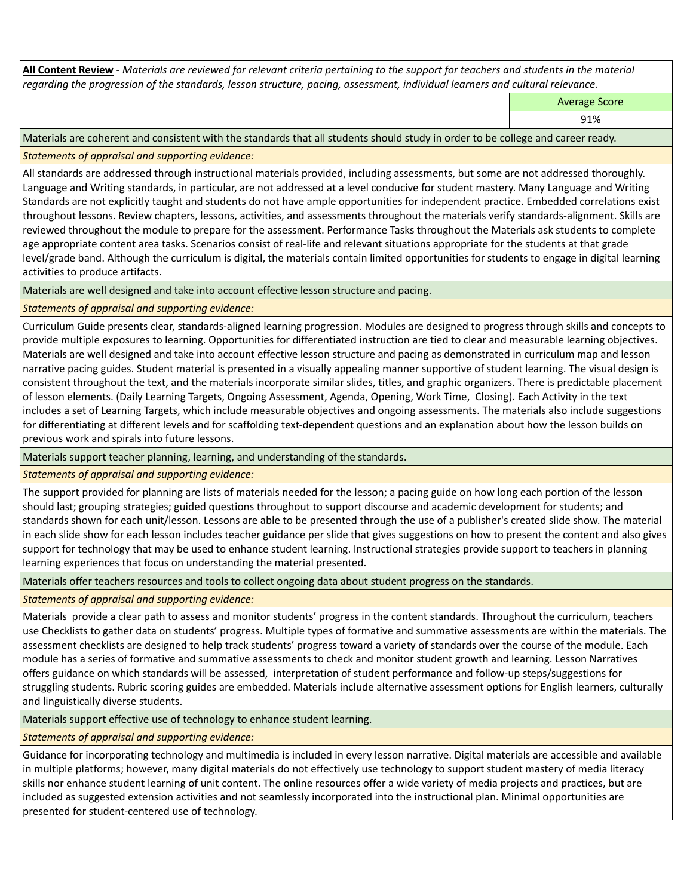**All Content Review** - *Materials are reviewed for relevant criteria pertaining to the support for teachers and students in the material regarding the progression of the standards, lesson structure, pacing, assessment, individual learners and cultural relevance.*

| | Average Score |
|---|---|
| | 91% |

Materials are coherent and consistent with the standards that all students should study in order to be college and career ready.

*Statements of appraisal and supporting evidence:*

All standards are addressed through instructional materials provided, including assessments, but some are not addressed thoroughly. Language and Writing standards, in particular, are not addressed at a level conducive for student mastery. Many Language and Writing Standards are not explicitly taught and students do not have ample opportunities for independent practice. Embedded correlations exist throughout lessons. Review chapters, lessons, activities, and assessments throughout the materials verify standards-alignment. Skills are reviewed throughout the module to prepare for the assessment. Performance Tasks throughout the Materials ask students to complete age appropriate content area tasks. Scenarios consist of real-life and relevant situations appropriate for the students at that grade level/grade band. Although the curriculum is digital, the materials contain limited opportunities for students to engage in digital learning activities to produce artifacts.

Materials are well designed and take into account effective lesson structure and pacing.

*Statements of appraisal and supporting evidence:*

Curriculum Guide presents clear, standards-aligned learning progression. Modules are designed to progress through skills and concepts to provide multiple exposures to learning. Opportunities for differentiated instruction are tied to clear and measurable learning objectives. Materials are well designed and take into account effective lesson structure and pacing as demonstrated in curriculum map and lesson narrative pacing guides. Student material is presented in a visually appealing manner supportive of student learning. The visual design is consistent throughout the text, and the materials incorporate similar slides, titles, and graphic organizers. There is predictable placement of lesson elements. (Daily Learning Targets, Ongoing Assessment, Agenda, Opening, Work Time, Closing). Each Activity in the text includes a set of Learning Targets, which include measurable objectives and ongoing assessments. The materials also include suggestions for differentiating at different levels and for scaffolding text-dependent questions and an explanation about how the lesson builds on previous work and spirals into future lessons.

Materials support teacher planning, learning, and understanding of the standards.

*Statements of appraisal and supporting evidence:*

The support provided for planning are lists of materials needed for the lesson; a pacing guide on how long each portion of the lesson should last; grouping strategies; guided questions throughout to support discourse and academic development for students; and standards shown for each unit/lesson. Lessons are able to be presented through the use of a publisher's created slide show. The material in each slide show for each lesson includes teacher guidance per slide that gives suggestions on how to present the content and also gives support for technology that may be used to enhance student learning. Instructional strategies provide support to teachers in planning learning experiences that focus on understanding the material presented.

Materials offer teachers resources and tools to collect ongoing data about student progress on the standards.

*Statements of appraisal and supporting evidence:*

Materials provide a clear path to assess and monitor students' progress in the content standards. Throughout the curriculum, teachers use Checklists to gather data on students' progress. Multiple types of formative and summative assessments are within the materials. The assessment checklists are designed to help track students' progress toward a variety of standards over the course of the module. Each module has a series of formative and summative assessments to check and monitor student growth and learning. Lesson Narratives offers guidance on which standards will be assessed, interpretation of student performance and follow-up steps/suggestions for struggling students. Rubric scoring guides are embedded. Materials include alternative assessment options for English learners, culturally and linguistically diverse students.

Materials support effective use of technology to enhance student learning.

*Statements of appraisal and supporting evidence:*

Guidance for incorporating technology and multimedia is included in every lesson narrative. Digital materials are accessible and available in multiple platforms; however, many digital materials do not effectively use technology to support student mastery of media literacy skills nor enhance student learning of unit content. The online resources offer a wide variety of media projects and practices, but are included as suggested extension activities and not seamlessly incorporated into the instructional plan. Minimal opportunities are presented for student-centered use of technology.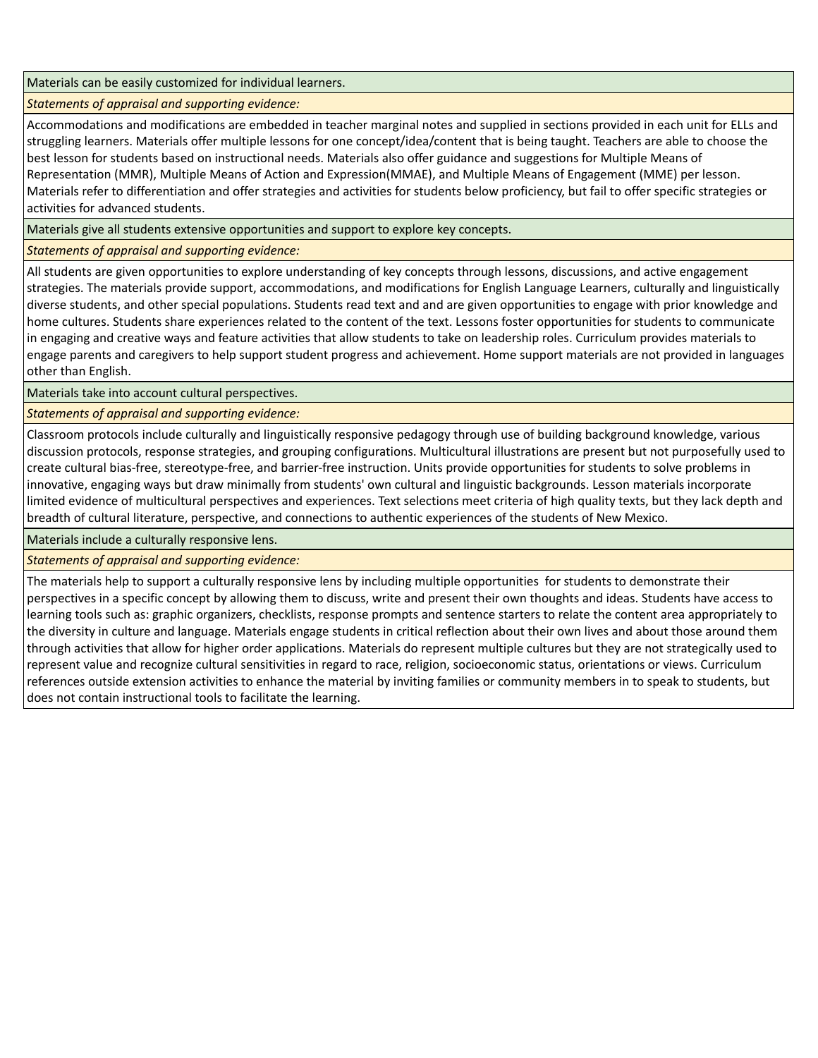Materials can be easily customized for individual learners.

*Statements of appraisal and supporting evidence:*

Accommodations and modifications are embedded in teacher marginal notes and supplied in sections provided in each unit for ELLs and struggling learners. Materials offer multiple lessons for one concept/idea/content that is being taught. Teachers are able to choose the best lesson for students based on instructional needs. Materials also offer guidance and suggestions for Multiple Means of Representation (MMR), Multiple Means of Action and Expression(MMAE), and Multiple Means of Engagement (MME) per lesson. Materials refer to differentiation and offer strategies and activities for students below proficiency, but fail to offer specific strategies or activities for advanced students.

Materials give all students extensive opportunities and support to explore key concepts.

*Statements of appraisal and supporting evidence:*

All students are given opportunities to explore understanding of key concepts through lessons, discussions, and active engagement strategies. The materials provide support, accommodations, and modifications for English Language Learners, culturally and linguistically diverse students, and other special populations. Students read text and and are given opportunities to engage with prior knowledge and home cultures. Students share experiences related to the content of the text. Lessons foster opportunities for students to communicate in engaging and creative ways and feature activities that allow students to take on leadership roles. Curriculum provides materials to engage parents and caregivers to help support student progress and achievement. Home support materials are not provided in languages other than English.

Materials take into account cultural perspectives.

*Statements of appraisal and supporting evidence:*

Classroom protocols include culturally and linguistically responsive pedagogy through use of building background knowledge, various discussion protocols, response strategies, and grouping configurations. Multicultural illustrations are present but not purposefully used to create cultural bias-free, stereotype-free, and barrier-free instruction. Units provide opportunities for students to solve problems in innovative, engaging ways but draw minimally from students' own cultural and linguistic backgrounds. Lesson materials incorporate limited evidence of multicultural perspectives and experiences. Text selections meet criteria of high quality texts, but they lack depth and breadth of cultural literature, perspective, and connections to authentic experiences of the students of New Mexico.

Materials include a culturally responsive lens.

*Statements of appraisal and supporting evidence:*

The materials help to support a culturally responsive lens by including multiple opportunities for students to demonstrate their perspectives in a specific concept by allowing them to discuss, write and present their own thoughts and ideas. Students have access to learning tools such as: graphic organizers, checklists, response prompts and sentence starters to relate the content area appropriately to the diversity in culture and language. Materials engage students in critical reflection about their own lives and about those around them through activities that allow for higher order applications. Materials do represent multiple cultures but they are not strategically used to represent value and recognize cultural sensitivities in regard to race, religion, socioeconomic status, orientations or views. Curriculum references outside extension activities to enhance the material by inviting families or community members in to speak to students, but does not contain instructional tools to facilitate the learning.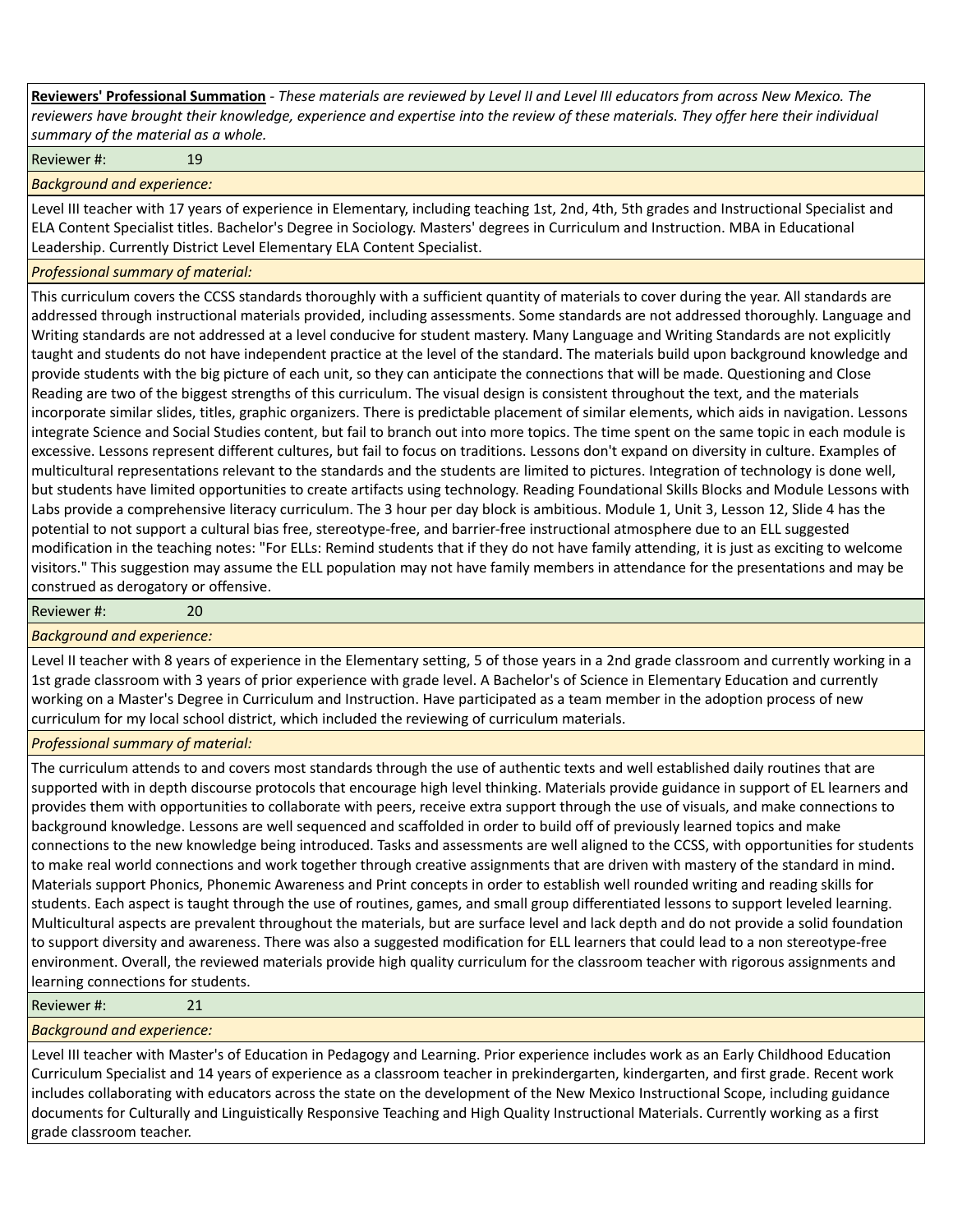**Reviewers' Professional Summation** - *These materials are reviewed by Level II and Level III educators from across New Mexico. The reviewers have brought their knowledge, experience and expertise into the review of these materials. They offer here their individual summary of the material as a whole.*

Reviewer #: 19

*Background and experience:*

Level III teacher with 17 years of experience in Elementary, including teaching 1st, 2nd, 4th, 5th grades and Instructional Specialist and ELA Content Specialist titles. Bachelor's Degree in Sociology. Masters' degrees in Curriculum and Instruction. MBA in Educational Leadership. Currently District Level Elementary ELA Content Specialist.

*Professional summary of material:*

This curriculum covers the CCSS standards thoroughly with a sufficient quantity of materials to cover during the year. All standards are addressed through instructional materials provided, including assessments. Some standards are not addressed thoroughly. Language and Writing standards are not addressed at a level conducive for student mastery. Many Language and Writing Standards are not explicitly taught and students do not have independent practice at the level of the standard. The materials build upon background knowledge and provide students with the big picture of each unit, so they can anticipate the connections that will be made. Questioning and Close Reading are two of the biggest strengths of this curriculum. The visual design is consistent throughout the text, and the materials incorporate similar slides, titles, graphic organizers. There is predictable placement of similar elements, which aids in navigation. Lessons integrate Science and Social Studies content, but fail to branch out into more topics. The time spent on the same topic in each module is excessive. Lessons represent different cultures, but fail to focus on traditions. Lessons don't expand on diversity in culture. Examples of multicultural representations relevant to the standards and the students are limited to pictures. Integration of technology is done well, but students have limited opportunities to create artifacts using technology. Reading Foundational Skills Blocks and Module Lessons with Labs provide a comprehensive literacy curriculum. The 3 hour per day block is ambitious. Module 1, Unit 3, Lesson 12, Slide 4 has the potential to not support a cultural bias free, stereotype-free, and barrier-free instructional atmosphere due to an ELL suggested modification in the teaching notes: "For ELLs: Remind students that if they do not have family attending, it is just as exciting to welcome visitors." This suggestion may assume the ELL population may not have family members in attendance for the presentations and may be construed as derogatory or offensive.

Reviewer #: 20

*Background and experience:*

Level II teacher with 8 years of experience in the Elementary setting, 5 of those years in a 2nd grade classroom and currently working in a 1st grade classroom with 3 years of prior experience with grade level. A Bachelor's of Science in Elementary Education and currently working on a Master's Degree in Curriculum and Instruction. Have participated as a team member in the adoption process of new curriculum for my local school district, which included the reviewing of curriculum materials.

*Professional summary of material:*

The curriculum attends to and covers most standards through the use of authentic texts and well established daily routines that are supported with in depth discourse protocols that encourage high level thinking. Materials provide guidance in support of EL learners and provides them with opportunities to collaborate with peers, receive extra support through the use of visuals, and make connections to background knowledge. Lessons are well sequenced and scaffolded in order to build off of previously learned topics and make connections to the new knowledge being introduced. Tasks and assessments are well aligned to the CCSS, with opportunities for students to make real world connections and work together through creative assignments that are driven with mastery of the standard in mind. Materials support Phonics, Phonemic Awareness and Print concepts in order to establish well rounded writing and reading skills for students. Each aspect is taught through the use of routines, games, and small group differentiated lessons to support leveled learning. Multicultural aspects are prevalent throughout the materials, but are surface level and lack depth and do not provide a solid foundation to support diversity and awareness. There was also a suggested modification for ELL learners that could lead to a non stereotype-free environment. Overall, the reviewed materials provide high quality curriculum for the classroom teacher with rigorous assignments and learning connections for students.

Reviewer #: 21

*Background and experience:*

Level III teacher with Master's of Education in Pedagogy and Learning. Prior experience includes work as an Early Childhood Education Curriculum Specialist and 14 years of experience as a classroom teacher in prekindergarten, kindergarten, and first grade. Recent work includes collaborating with educators across the state on the development of the New Mexico Instructional Scope, including guidance documents for Culturally and Linguistically Responsive Teaching and High Quality Instructional Materials. Currently working as a first grade classroom teacher.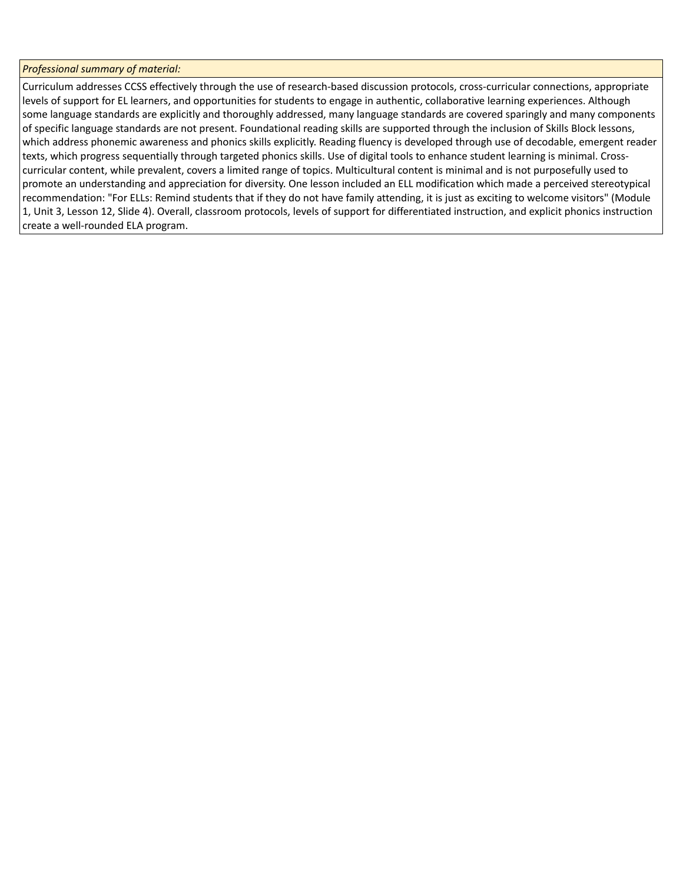*Professional summary of material:*

Curriculum addresses CCSS effectively through the use of research-based discussion protocols, cross-curricular connections, appropriate levels of support for EL learners, and opportunities for students to engage in authentic, collaborative learning experiences. Although some language standards are explicitly and thoroughly addressed, many language standards are covered sparingly and many components of specific language standards are not present. Foundational reading skills are supported through the inclusion of Skills Block lessons, which address phonemic awareness and phonics skills explicitly. Reading fluency is developed through use of decodable, emergent reader texts, which progress sequentially through targeted phonics skills. Use of digital tools to enhance student learning is minimal. Cross-curricular content, while prevalent, covers a limited range of topics. Multicultural content is minimal and is not purposefully used to promote an understanding and appreciation for diversity. One lesson included an ELL modification which made a perceived stereotypical recommendation: "For ELLs: Remind students that if they do not have family attending, it is just as exciting to welcome visitors" (Module 1, Unit 3, Lesson 12, Slide 4). Overall, classroom protocols, levels of support for differentiated instruction, and explicit phonics instruction create a well-rounded ELA program.